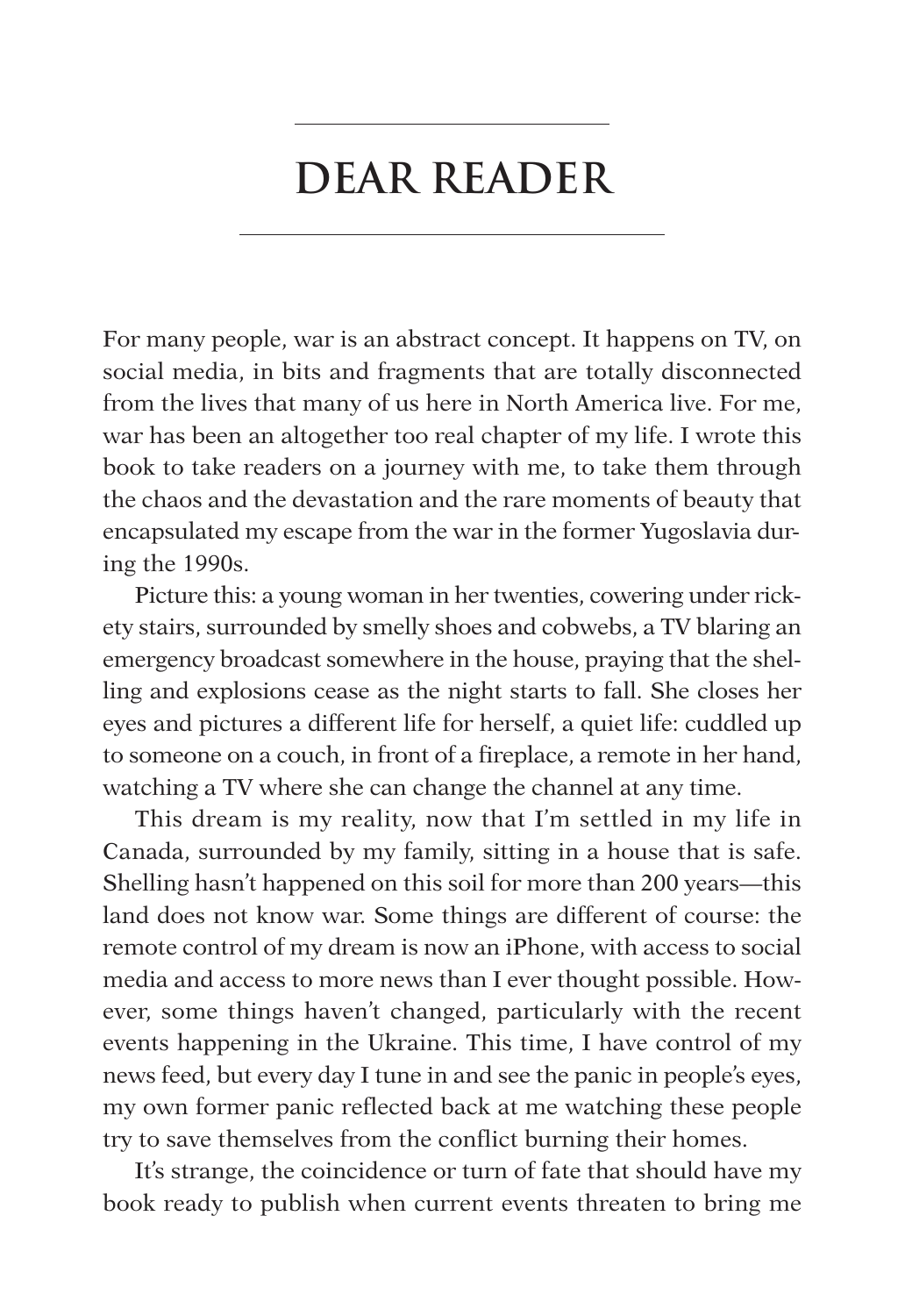# DEAR READER

For many people, war is an abstract concept. It happens on TV, on social media, in bits and fragments that are totally disconnected from the lives that many of us here in North America live. For me, war has been an altogether too real chapter of my life. I wrote this book to take readers on a journey with me, to take them through the chaos and the devastation and the rare moments of beauty that encapsulated my escape from the war in the former Yugoslavia during the 1990s.

Picture this: a young woman in her twenties, cowering under rickety stairs, surrounded by smelly shoes and cobwebs, a TV blaring an emergency broadcast somewhere in the house, praying that the shelling and explosions cease as the night starts to fall. She closes her eyes and pictures a different life for herself, a quiet life: cuddled up to someone on a couch, in front of a fireplace, a remote in her hand, watching a TV where she can change the channel at any time.

This dream is my reality, now that I'm settled in my life in Canada, surrounded by my family, sitting in a house that is safe. Shelling hasn't happened on this soil for more than 200 years—this land does not know war. Some things are different of course: the remote control of my dream is now an iPhone, with access to social media and access to more news than I ever thought possible. However, some things haven't changed, particularly with the recent events happening in the Ukraine. This time, I have control of my news feed, but every day I tune in and see the panic in people's eyes, my own former panic reflected back at me watching these people try to save themselves from the conflict burning their homes.

It's strange, the coincidence or turn of fate that should have my book ready to publish when current events threaten to bring me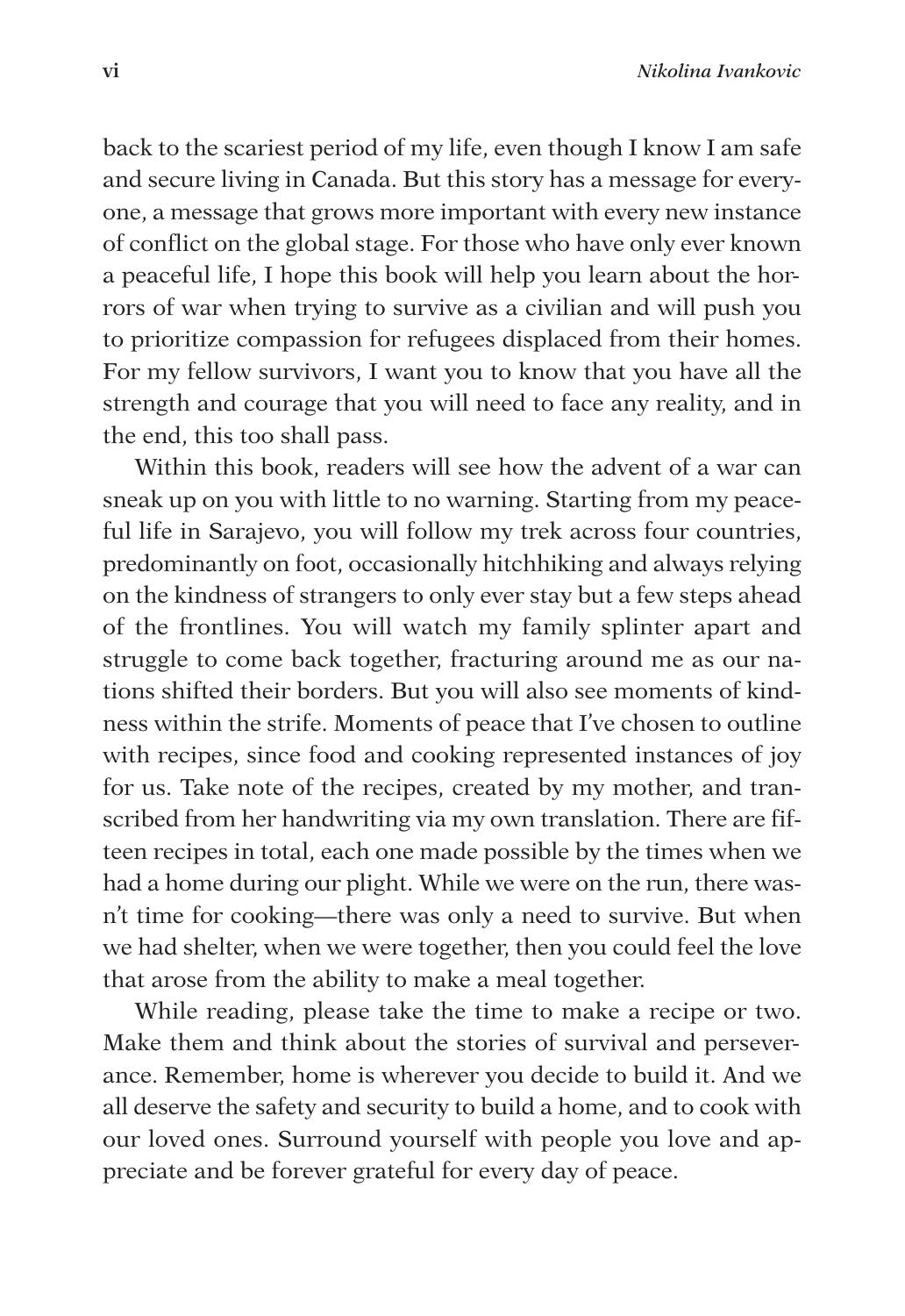back to the scariest period of my life, even though I know I am safe and secure living in Canada. But this story has a message for everyone, a message that grows more important with every new instance of conflict on the global stage. For those who have only ever known a peaceful life, I hope this book will help you learn about the horrors of war when trying to survive as a civilian and will push you to prioritize compassion for refugees displaced from their homes. For my fellow survivors, I want you to know that you have all the strength and courage that you will need to face any reality, and in the end, this too shall pass.

Within this book, readers will see how the advent of a war can sneak up on you with little to no warning. Starting from my peaceful life in Sarajevo, you will follow my trek across four countries, predominantly on foot, occasionally hitchhiking and always relying on the kindness of strangers to only ever stay but a few steps ahead of the frontlines. You will watch my family splinter apart and struggle to come back together, fracturing around me as our nations shifted their borders. But you will also see moments of kindness within the strife. Moments of peace that I've chosen to outline with recipes, since food and cooking represented instances of joy for us. Take note of the recipes, created by my mother, and transcribed from her handwriting via my own translation. There are fifteen recipes in total, each one made possible by the times when we had a home during our plight. While we were on the run, there wasn't time for cooking—there was only a need to survive. But when we had shelter, when we were together, then you could feel the love that arose from the ability to make a meal together.

While reading, please take the time to make a recipe or two. Make them and think about the stories of survival and perseverance. Remember, home is wherever you decide to build it. And we all deserve the safety and security to build a home, and to cook with our loved ones. Surround yourself with people you love and appreciate and be forever grateful for every day of peace.